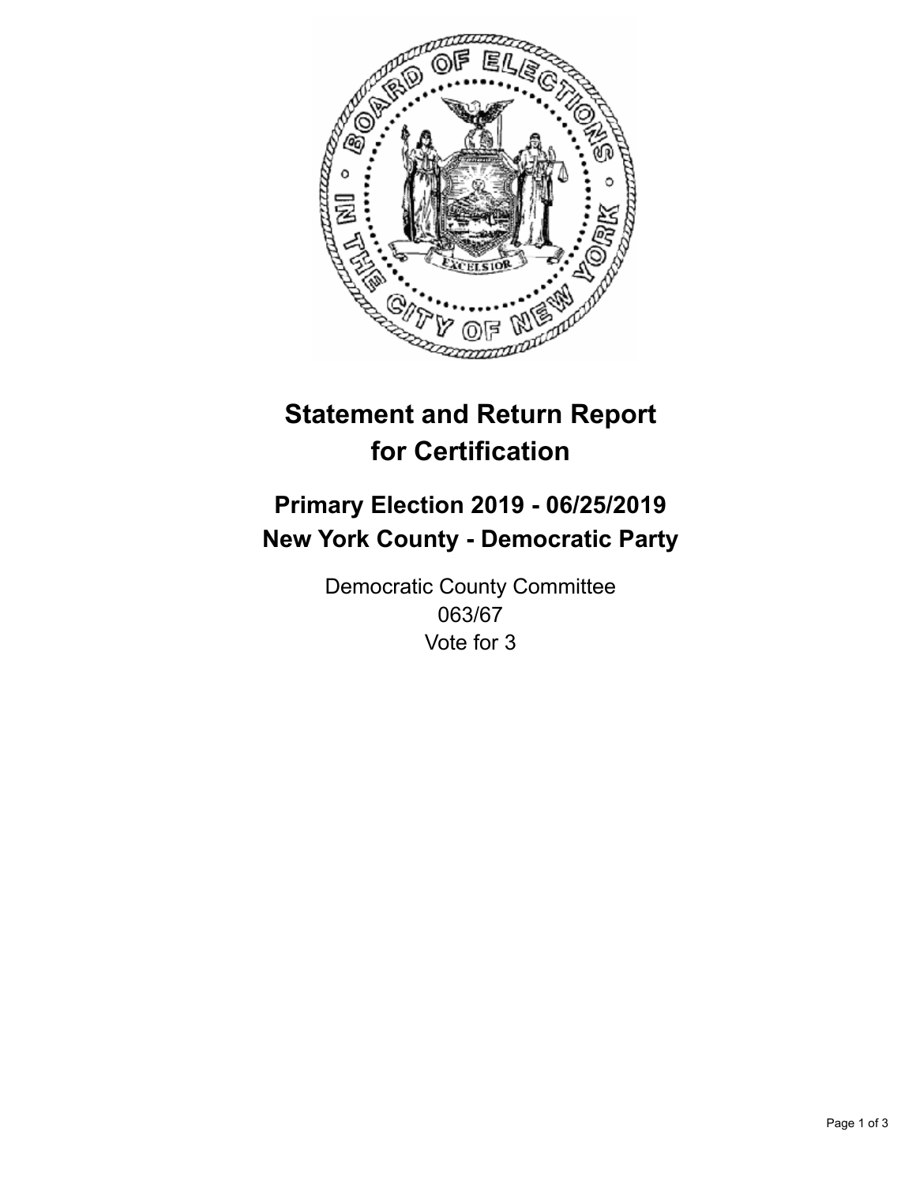# Statement and Return Report for Certification

## Primary Election 2019 - 06/25/2019
## New York County - Democratic Party

Democratic County Committee
063/67
Vote for 3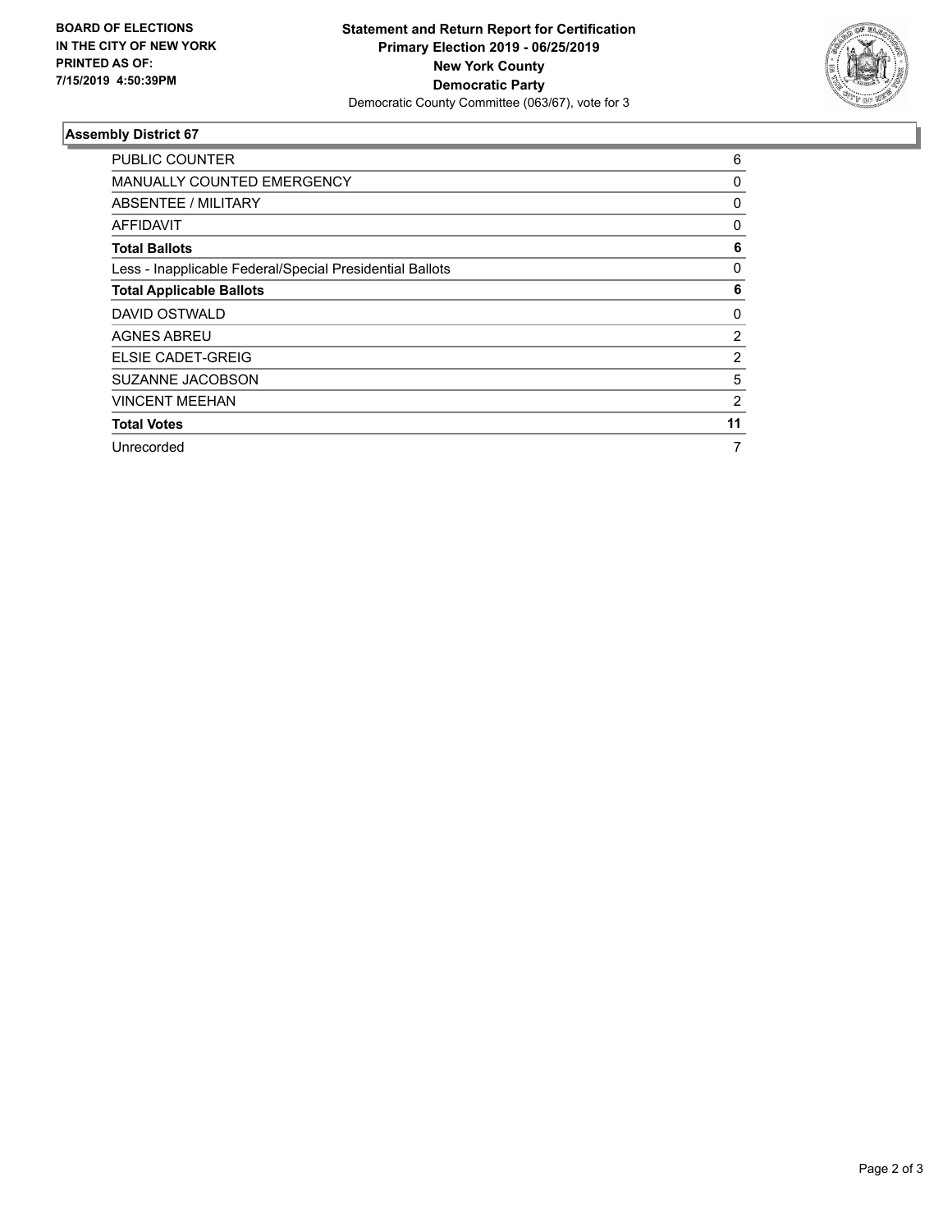BOARD OF ELECTIONS
IN THE CITY OF NEW YORK
PRINTED AS OF:
7/15/2019 4:50:39PM

**Statement and Return Report for Certification**
**Primary Election 2019 - 06/25/2019**
**New York County**
**Democratic Party**
Democratic County Committee (063/67), vote for 3

## Assembly District 67

| | |
|---|---|
| PUBLIC COUNTER | 6 |
| MANUALLY COUNTED EMERGENCY | 0 |
| ABSENTEE / MILITARY | 0 |
| AFFIDAVIT | 0 |
| **Total Ballots** | **6** |
| Less - Inapplicable Federal/Special Presidential Ballots | 0 |
| **Total Applicable Ballots** | **6** |
| DAVID OSTWALD | 0 |
| AGNES ABREU | 2 |
| ELSIE CADET-GREIG | 2 |
| SUZANNE JACOBSON | 5 |
| VINCENT MEEHAN | 2 |
| **Total Votes** | **11** |
| Unrecorded | 7 |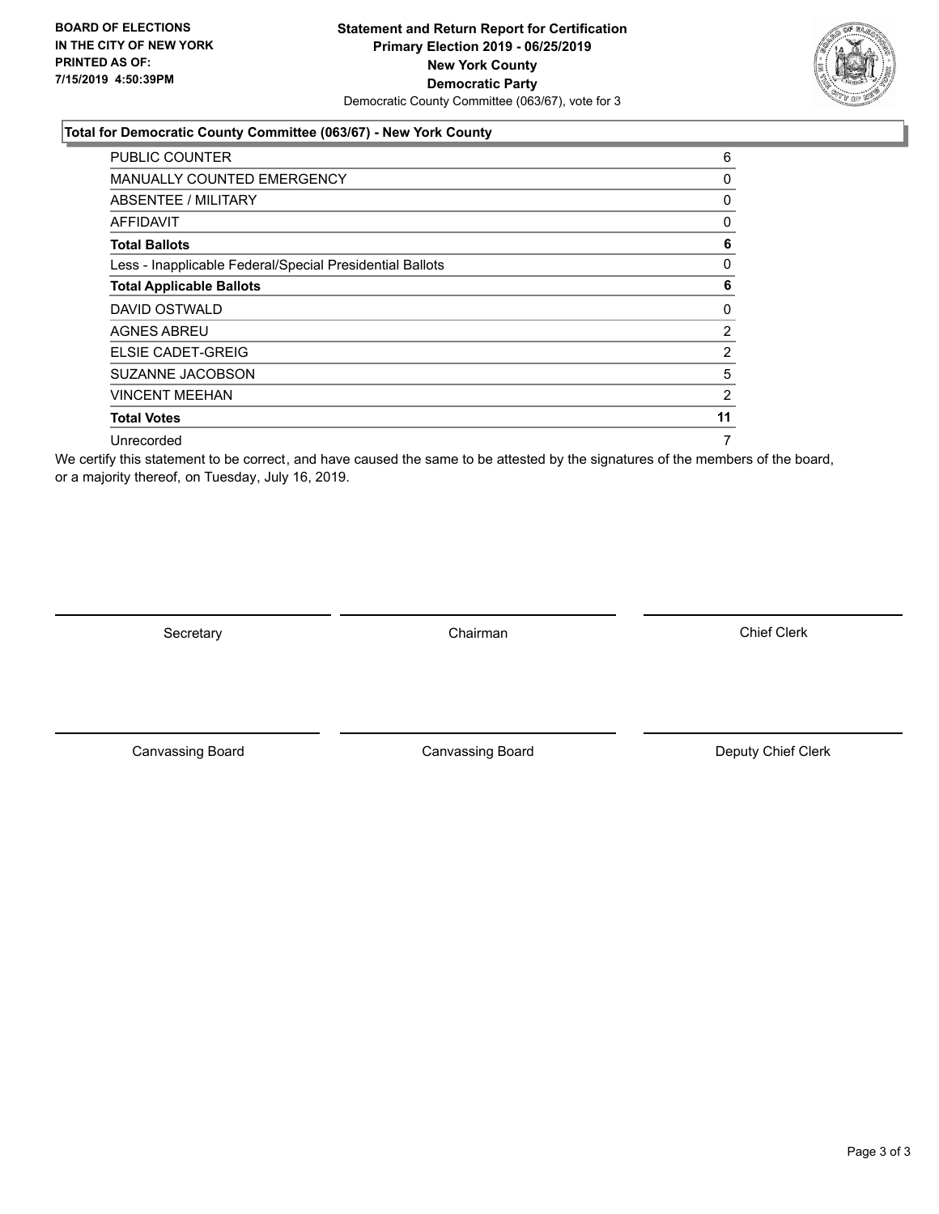**BOARD OF ELECTIONS IN THE CITY OF NEW YORK PRINTED AS OF: 7/15/2019 4:50:39PM**

**Statement and Return Report for Certification**
**Primary Election 2019 - 06/25/2019**
**New York County**
**Democratic Party**
Democratic County Committee (063/67), vote for 3

**Total for Democratic County Committee (063/67) - New York County**

| | |
|---|---|
| PUBLIC COUNTER | 6 |
| MANUALLY COUNTED EMERGENCY | 0 |
| ABSENTEE / MILITARY | 0 |
| AFFIDAVIT | 0 |
| **Total Ballots** | **6** |
| Less - Inapplicable Federal/Special Presidential Ballots | 0 |
| **Total Applicable Ballots** | **6** |
| DAVID OSTWALD | 0 |
| AGNES ABREU | 2 |
| ELSIE CADET-GREIG | 2 |
| SUZANNE JACOBSON | 5 |
| VINCENT MEEHAN | 2 |
| **Total Votes** | **11** |
| Unrecorded | 7 |

We certify this statement to be correct, and have caused the same to be attested by the signatures of the members of the board, or a majority thereof, on Tuesday, July 16, 2019.

Secretary

Chairman

Chief Clerk

Canvassing Board

Canvassing Board

Deputy Chief Clerk